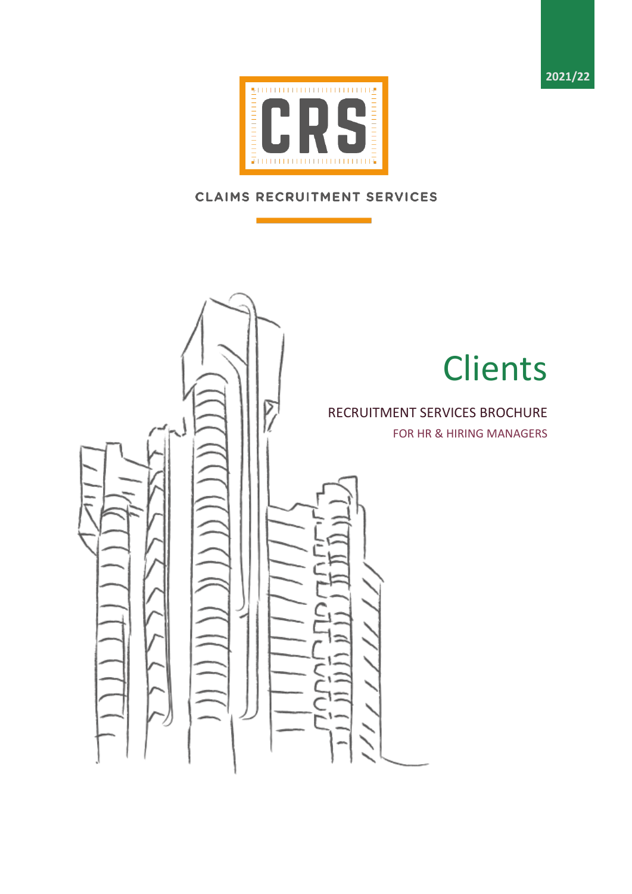2021/22

CRS

CLAIMS RECRUITMENT SERVICES

# Clients

## RECRUITMENT SERVICES BROCHURE

### FOR HR & HIRING MANAGERS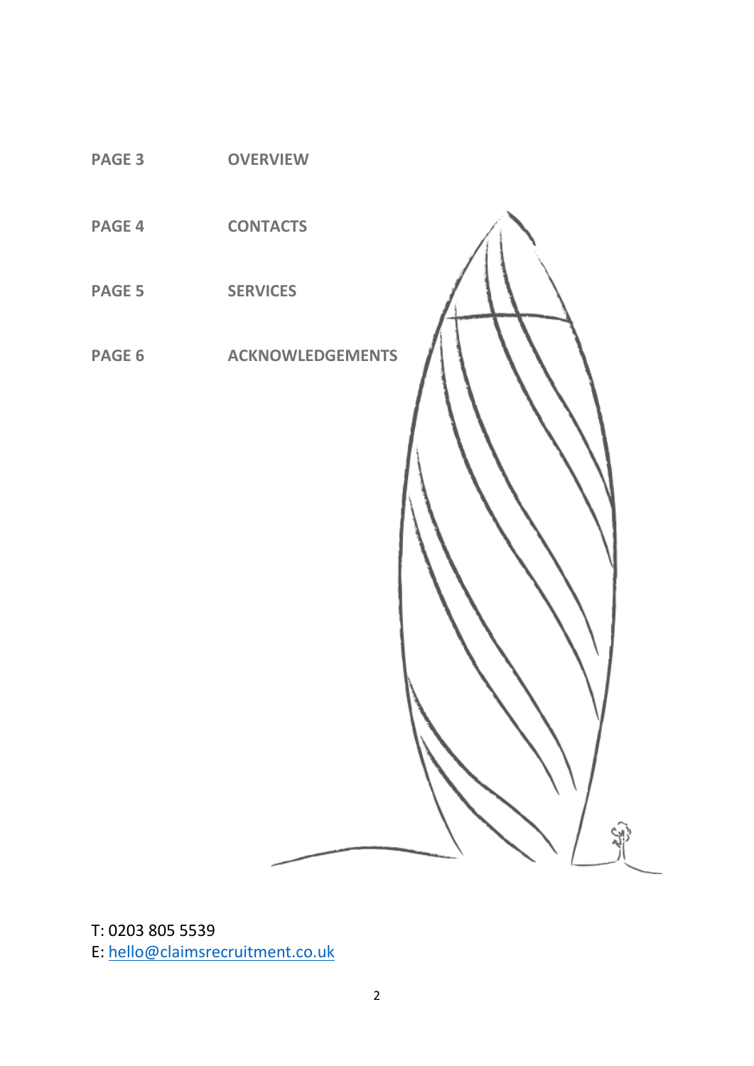| | |
|---|---|
| **PAGE 3** | **OVERVIEW** |
| **PAGE 4** | **CONTACTS** |
| **PAGE 5** | **SERVICES** |
| **PAGE 6** | **ACKNOWLEDGEMENTS** |

T: 0203 805 5539
E: hello@claimsrecruitment.co.uk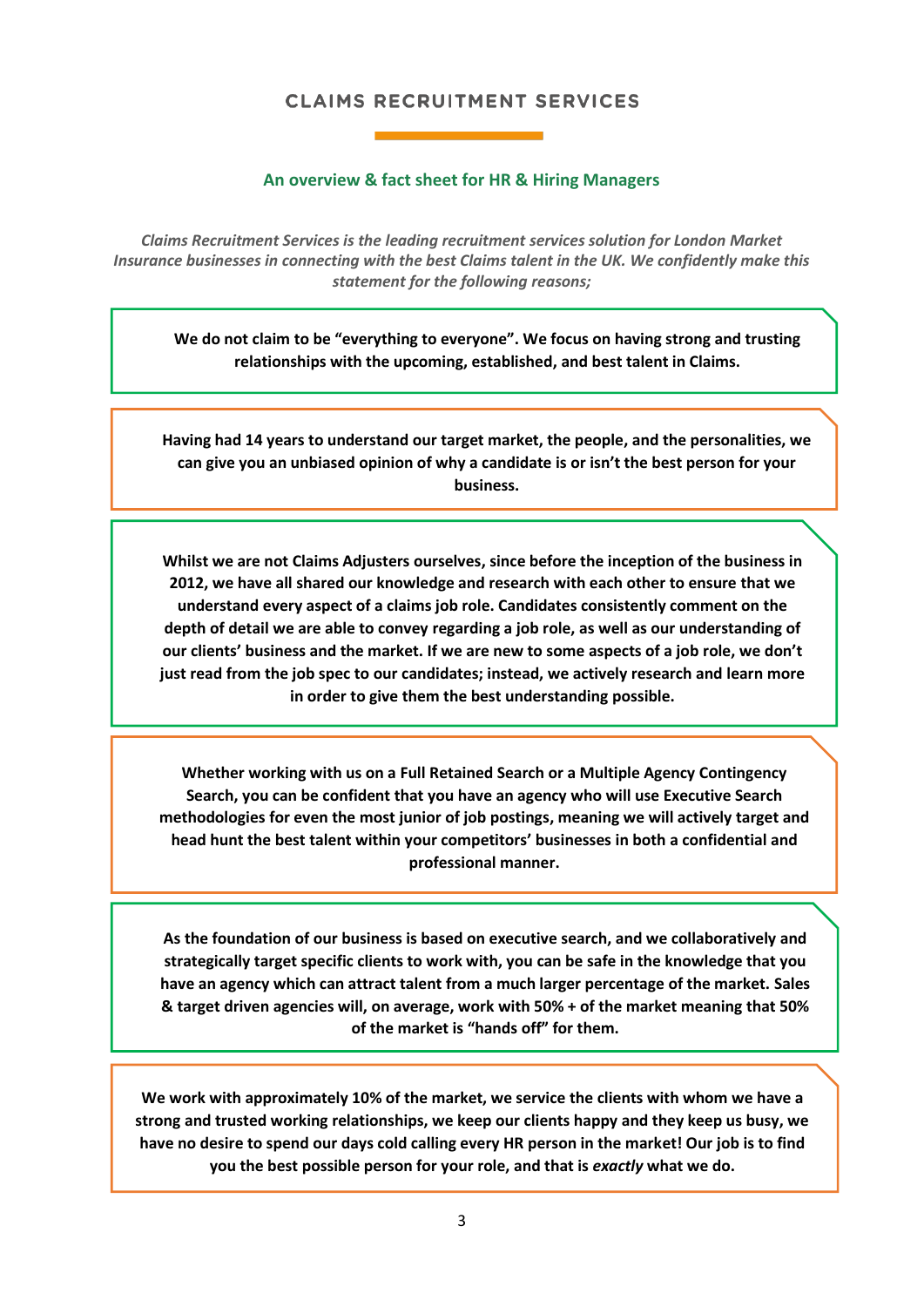# CLAIMS RECRUITMENT SERVICES

## An overview & fact sheet for HR & Hiring Managers

*Claims Recruitment Services is the leading recruitment services solution for London Market Insurance businesses in connecting with the best Claims talent in the UK. We confidently make this statement for the following reasons;*

**We do not claim to be "everything to everyone". We focus on having strong and trusting relationships with the upcoming, established, and best talent in Claims.**

**Having had 14 years to understand our target market, the people, and the personalities, we can give you an unbiased opinion of why a candidate is or isn't the best person for your business.**

**Whilst we are not Claims Adjusters ourselves, since before the inception of the business in 2012, we have all shared our knowledge and research with each other to ensure that we understand every aspect of a claims job role. Candidates consistently comment on the depth of detail we are able to convey regarding a job role, as well as our understanding of our clients' business and the market. If we are new to some aspects of a job role, we don't just read from the job spec to our candidates; instead, we actively research and learn more in order to give them the best understanding possible.**

**Whether working with us on a Full Retained Search or a Multiple Agency Contingency Search, you can be confident that you have an agency who will use Executive Search methodologies for even the most junior of job postings, meaning we will actively target and head hunt the best talent within your competitors' businesses in both a confidential and professional manner.**

**As the foundation of our business is based on executive search, and we collaboratively and strategically target specific clients to work with, you can be safe in the knowledge that you have an agency which can attract talent from a much larger percentage of the market. Sales & target driven agencies will, on average, work with 50% + of the market meaning that 50% of the market is "hands off" for them.**

**We work with approximately 10% of the market, we service the clients with whom we have a strong and trusted working relationships, we keep our clients happy and they keep us busy, we have no desire to spend our days cold calling every HR person in the market! Our job is to find you the best possible person for your role, and that is *exactly* what we do.**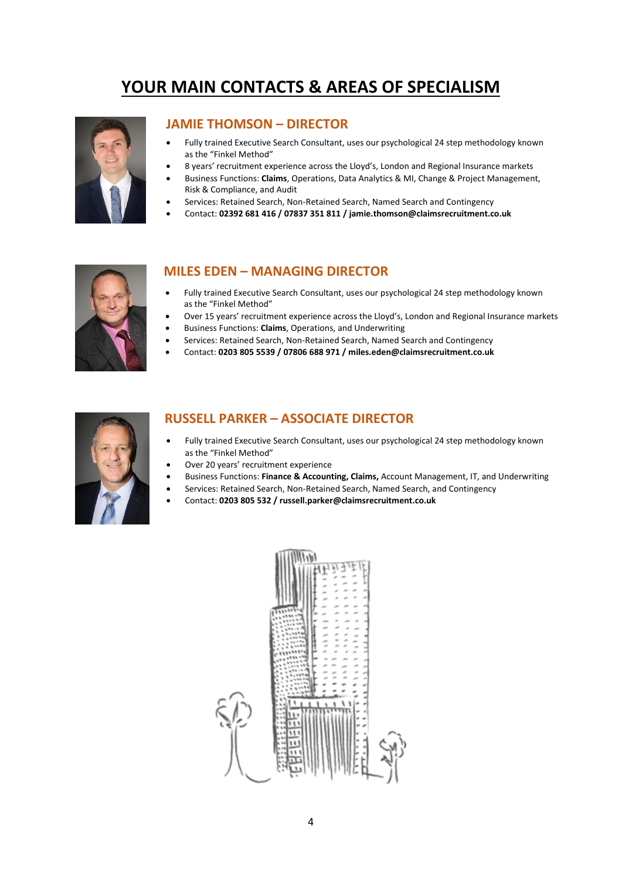# YOUR MAIN CONTACTS & AREAS OF SPECIALISM

## JAMIE THOMSON – DIRECTOR

- Fully trained Executive Search Consultant, uses our psychological 24 step methodology known as the "Finkel Method"
- 8 years' recruitment experience across the Lloyd's, London and Regional Insurance markets
- Business Functions: **Claims**, Operations, Data Analytics & MI, Change & Project Management, Risk & Compliance, and Audit
- Services: Retained Search, Non-Retained Search, Named Search and Contingency
- Contact: **02392 681 416 / 07837 351 811 / jamie.thomson@claimsrecruitment.co.uk**

## MILES EDEN – MANAGING DIRECTOR

- Fully trained Executive Search Consultant, uses our psychological 24 step methodology known as the "Finkel Method"
- Over 15 years' recruitment experience across the Lloyd's, London and Regional Insurance markets
- Business Functions: **Claims**, Operations, and Underwriting
- Services: Retained Search, Non-Retained Search, Named Search and Contingency
- Contact: **0203 805 5539 / 07806 688 971 / miles.eden@claimsrecruitment.co.uk**

## RUSSELL PARKER – ASSOCIATE DIRECTOR

- Fully trained Executive Search Consultant, uses our psychological 24 step methodology known as the "Finkel Method"
- Over 20 years' recruitment experience
- Business Functions: **Finance & Accounting, Claims,** Account Management, IT, and Underwriting
- Services: Retained Search, Non-Retained Search, Named Search, and Contingency
- Contact: **0203 805 532 / russell.parker@claimsrecruitment.co.uk**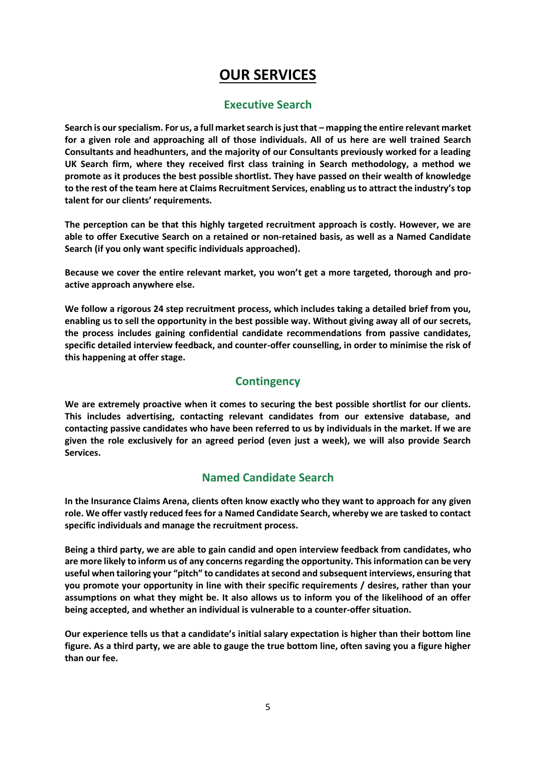# OUR SERVICES

## Executive Search

**Search is our specialism. For us, a full market search is just that – mapping the entire relevant market for a given role and approaching all of those individuals. All of us here are well trained Search Consultants and headhunters, and the majority of our Consultants previously worked for a leading UK Search firm, where they received first class training in Search methodology, a method we promote as it produces the best possible shortlist. They have passed on their wealth of knowledge to the rest of the team here at Claims Recruitment Services, enabling us to attract the industry's top talent for our clients' requirements.**

**The perception can be that this highly targeted recruitment approach is costly. However, we are able to offer Executive Search on a retained or non-retained basis, as well as a Named Candidate Search (if you only want specific individuals approached).**

**Because we cover the entire relevant market, you won't get a more targeted, thorough and pro-active approach anywhere else.**

**We follow a rigorous 24 step recruitment process, which includes taking a detailed brief from you, enabling us to sell the opportunity in the best possible way. Without giving away all of our secrets, the process includes gaining confidential candidate recommendations from passive candidates, specific detailed interview feedback, and counter-offer counselling, in order to minimise the risk of this happening at offer stage.**

## Contingency

**We are extremely proactive when it comes to securing the best possible shortlist for our clients. This includes advertising, contacting relevant candidates from our extensive database, and contacting passive candidates who have been referred to us by individuals in the market. If we are given the role exclusively for an agreed period (even just a week), we will also provide Search Services.**

## Named Candidate Search

**In the Insurance Claims Arena, clients often know exactly who they want to approach for any given role. We offer vastly reduced fees for a Named Candidate Search, whereby we are tasked to contact specific individuals and manage the recruitment process.**

**Being a third party, we are able to gain candid and open interview feedback from candidates, who are more likely to inform us of any concerns regarding the opportunity. This information can be very useful when tailoring your "pitch" to candidates at second and subsequent interviews, ensuring that you promote your opportunity in line with their specific requirements / desires, rather than your assumptions on what they might be. It also allows us to inform you of the likelihood of an offer being accepted, and whether an individual is vulnerable to a counter-offer situation.**

**Our experience tells us that a candidate's initial salary expectation is higher than their bottom line figure. As a third party, we are able to gauge the true bottom line, often saving you a figure higher than our fee.**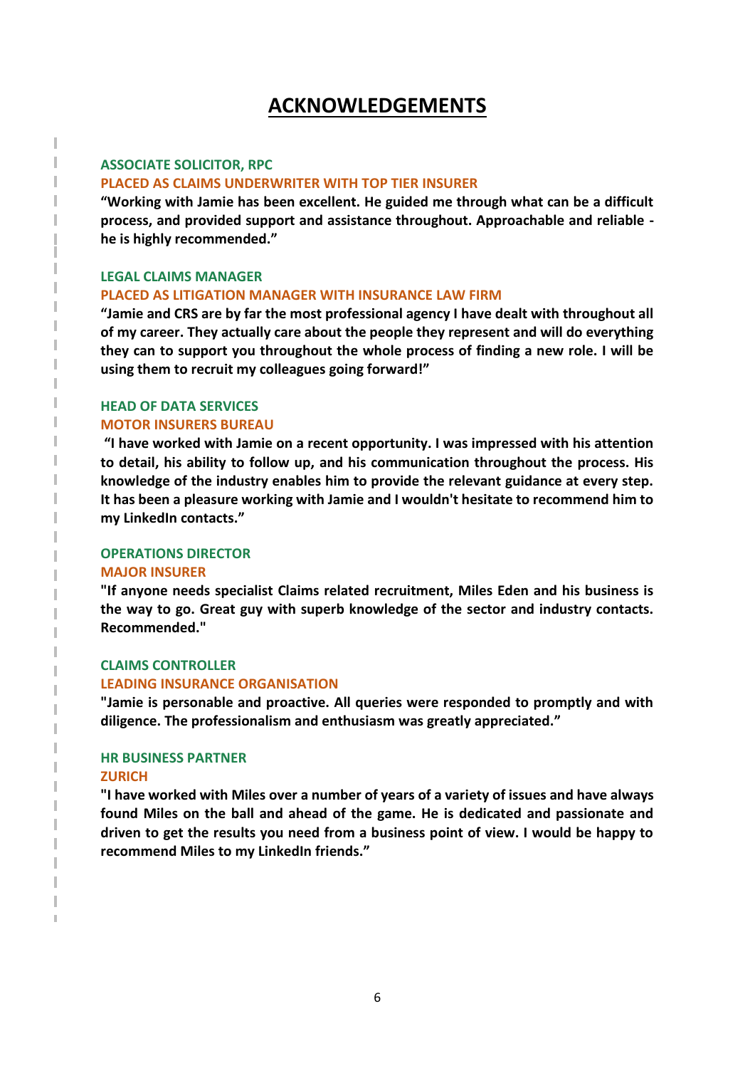# ACKNOWLEDGEMENTS

**ASSOCIATE SOLICITOR, RPC**

**PLACED AS CLAIMS UNDERWRITER WITH TOP TIER INSURER**

**"Working with Jamie has been excellent. He guided me through what can be a difficult process, and provided support and assistance throughout. Approachable and reliable - he is highly recommended."**

**LEGAL CLAIMS MANAGER**

**PLACED AS LITIGATION MANAGER WITH INSURANCE LAW FIRM**

**"Jamie and CRS are by far the most professional agency I have dealt with throughout all of my career. They actually care about the people they represent and will do everything they can to support you throughout the whole process of finding a new role. I will be using them to recruit my colleagues going forward!"**

**HEAD OF DATA SERVICES**

**MOTOR INSURERS BUREAU**

**"I have worked with Jamie on a recent opportunity. I was impressed with his attention to detail, his ability to follow up, and his communication throughout the process. His knowledge of the industry enables him to provide the relevant guidance at every step. It has been a pleasure working with Jamie and I wouldn't hesitate to recommend him to my LinkedIn contacts."**

**OPERATIONS DIRECTOR**

**MAJOR INSURER**

**"If anyone needs specialist Claims related recruitment, Miles Eden and his business is the way to go. Great guy with superb knowledge of the sector and industry contacts. Recommended."**

**CLAIMS CONTROLLER**

**LEADING INSURANCE ORGANISATION**

**"Jamie is personable and proactive. All queries were responded to promptly and with diligence. The professionalism and enthusiasm was greatly appreciated."**

**HR BUSINESS PARTNER**

**ZURICH**

**"I have worked with Miles over a number of years of a variety of issues and have always found Miles on the ball and ahead of the game. He is dedicated and passionate and driven to get the results you need from a business point of view. I would be happy to recommend Miles to my LinkedIn friends."**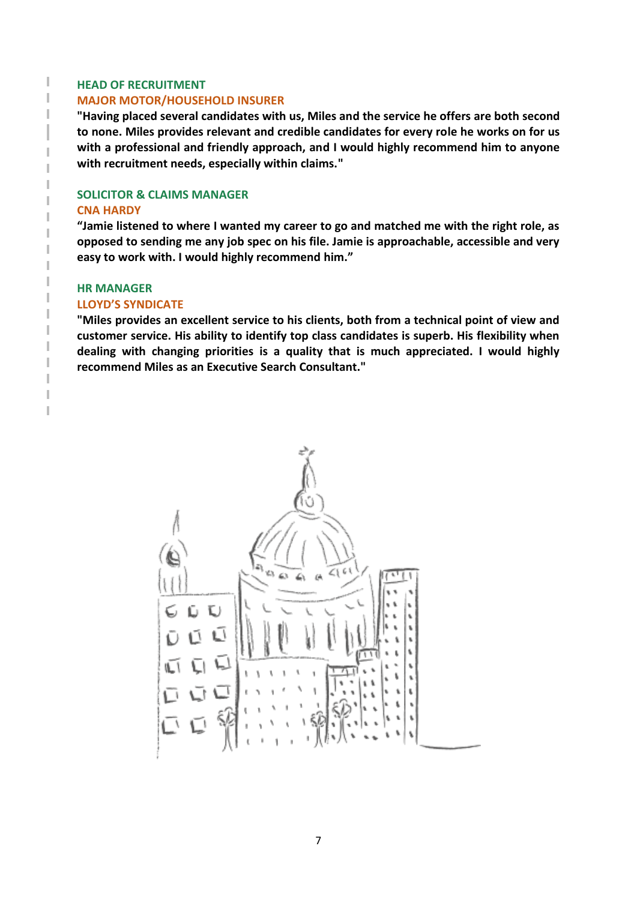**HEAD OF RECRUITMENT**
**MAJOR MOTOR/HOUSEHOLD INSURER**

**"Having placed several candidates with us, Miles and the service he offers are both second to none. Miles provides relevant and credible candidates for every role he works on for us with a professional and friendly approach, and I would highly recommend him to anyone with recruitment needs, especially within claims."**

**SOLICITOR & CLAIMS MANAGER**
**CNA HARDY**

**“Jamie listened to where I wanted my career to go and matched me with the right role, as opposed to sending me any job spec on his file. Jamie is approachable, accessible and very easy to work with. I would highly recommend him.”**

**HR MANAGER**
**LLOYD’S SYNDICATE**

**"Miles provides an excellent service to his clients, both from a technical point of view and customer service. His ability to identify top class candidates is superb. His flexibility when dealing with changing priorities is a quality that is much appreciated. I would highly recommend Miles as an Executive Search Consultant."**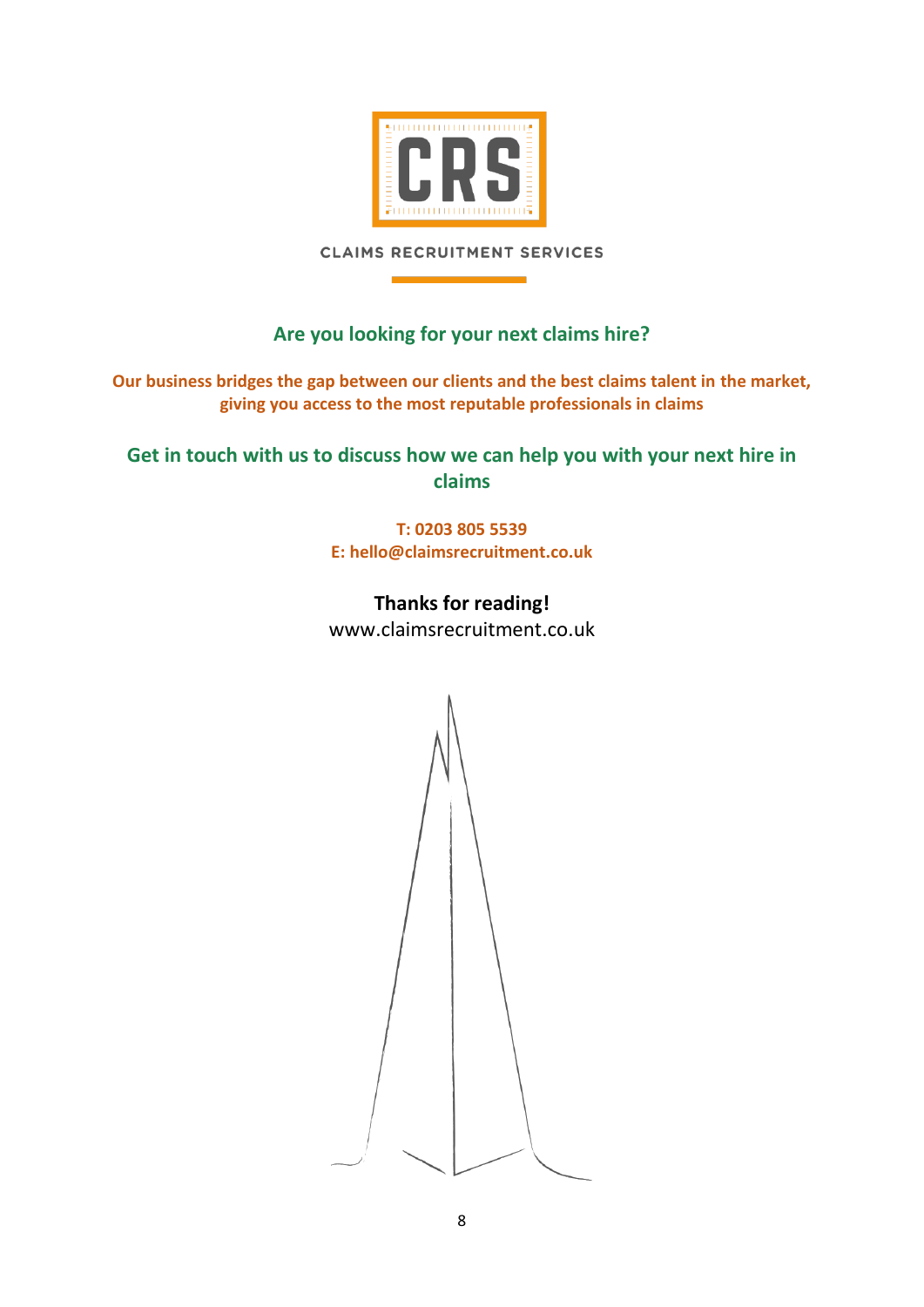CRS

CLAIMS RECRUITMENT SERVICES

## Are you looking for your next claims hire?

**Our business bridges the gap between our clients and the best claims talent in the market, giving you access to the most reputable professionals in claims**

## Get in touch with us to discuss how we can help you with your next hire in claims

**T: 0203 805 5539**
**E: hello@claimsrecruitment.co.uk**

**Thanks for reading!**
www.claimsrecruitment.co.uk